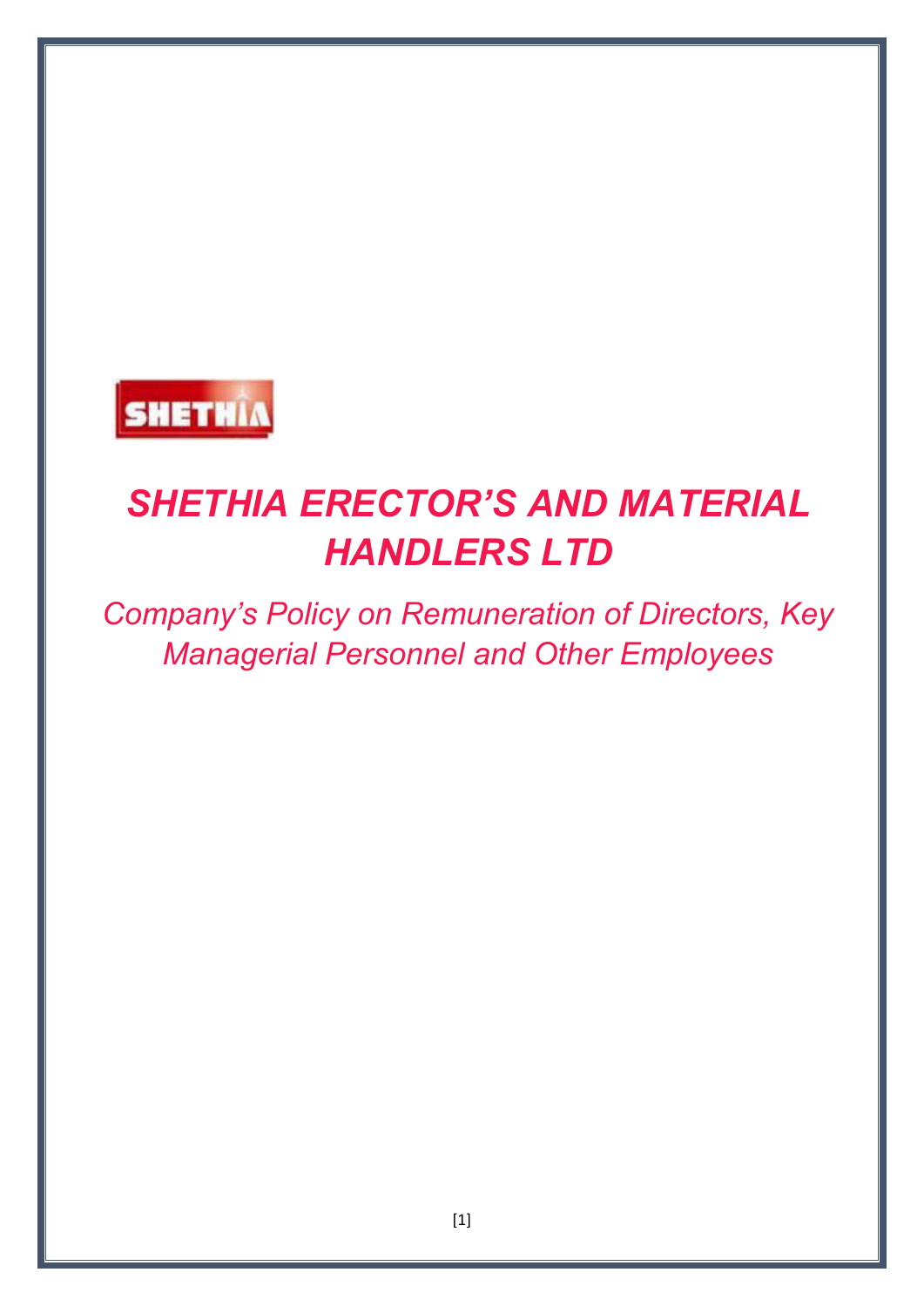# *SHETHIA ERECTOR'S AND MATERIAL HANDLERS LTD*

## *Company's Policy on Remuneration of Directors, Key Managerial Personnel and Other Employees*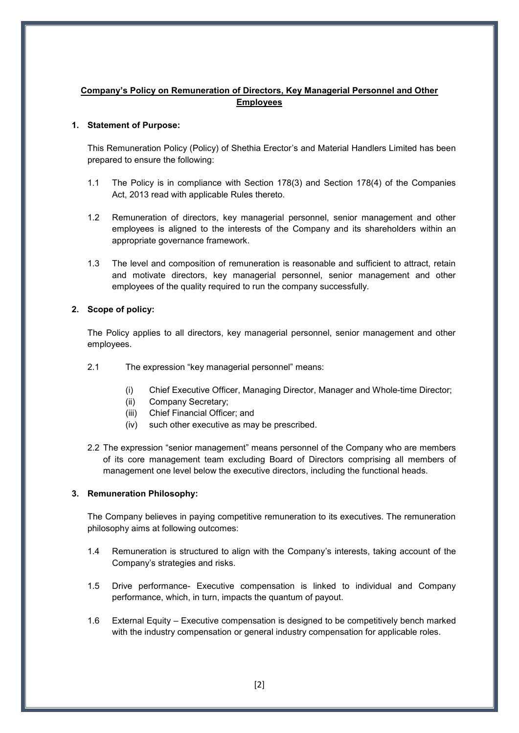## Company's Policy on Remuneration of Directors, Key Managerial Personnel and Other Employees

**1. Statement of Purpose:**

This Remuneration Policy (Policy) of Shethia Erector's and Material Handlers Limited has been prepared to ensure the following:

1.1 The Policy is in compliance with Section 178(3) and Section 178(4) of the Companies Act, 2013 read with applicable Rules thereto.

1.2 Remuneration of directors, key managerial personnel, senior management and other employees is aligned to the interests of the Company and its shareholders within an appropriate governance framework.

1.3 The level and composition of remuneration is reasonable and sufficient to attract, retain and motivate directors, key managerial personnel, senior management and other employees of the quality required to run the company successfully.

**2. Scope of policy:**

The Policy applies to all directors, key managerial personnel, senior management and other employees.

2.1 The expression "key managerial personnel" means:

(i) Chief Executive Officer, Managing Director, Manager and Whole-time Director;
(ii) Company Secretary;
(iii) Chief Financial Officer; and
(iv) such other executive as may be prescribed.

2.2 The expression "senior management" means personnel of the Company who are members of its core management team excluding Board of Directors comprising all members of management one level below the executive directors, including the functional heads.

**3. Remuneration Philosophy:**

The Company believes in paying competitive remuneration to its executives. The remuneration philosophy aims at following outcomes:

1.4 Remuneration is structured to align with the Company's interests, taking account of the Company's strategies and risks.

1.5 Drive performance- Executive compensation is linked to individual and Company performance, which, in turn, impacts the quantum of payout.

1.6 External Equity – Executive compensation is designed to be competitively bench marked with the industry compensation or general industry compensation for applicable roles.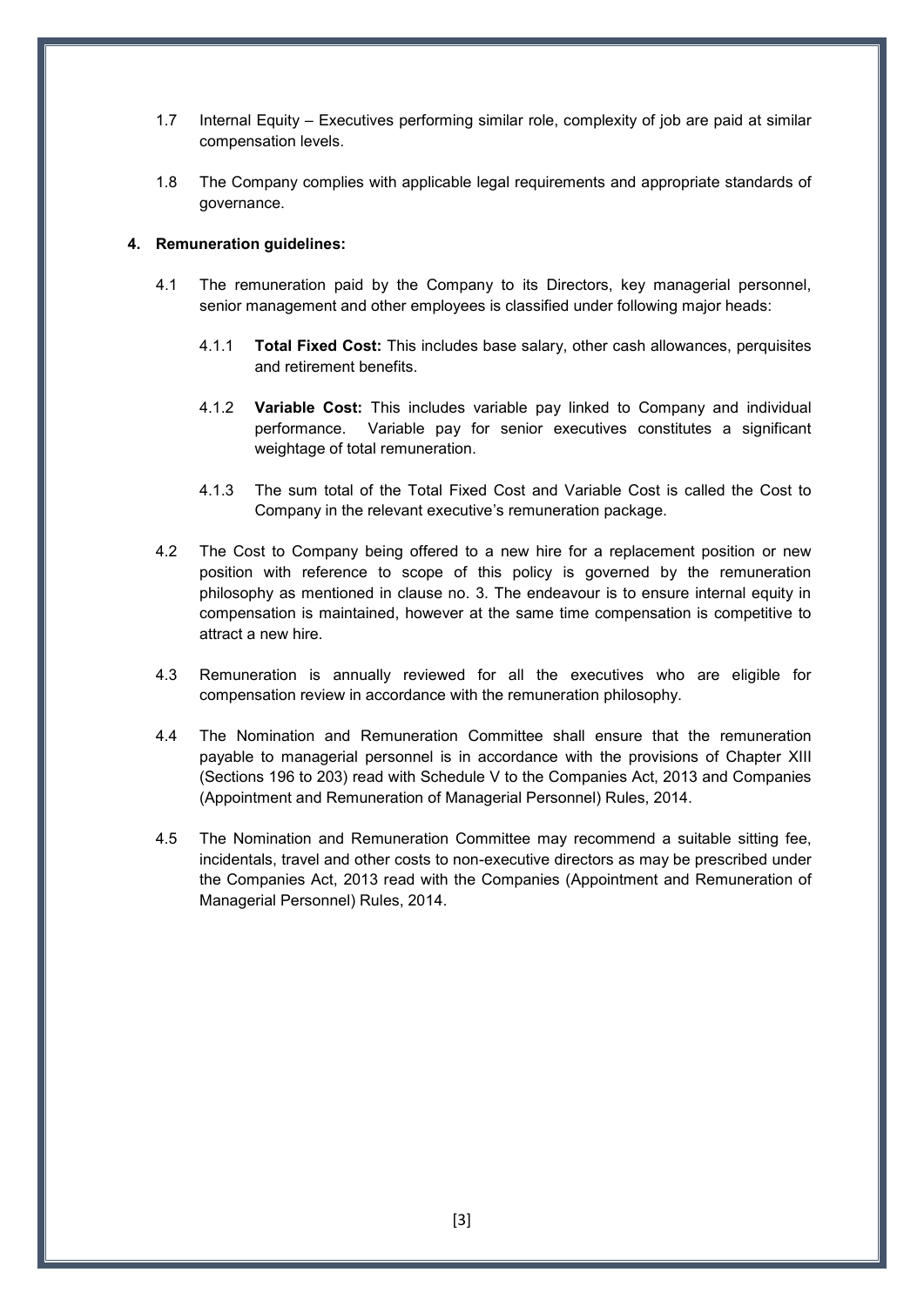1.7 Internal Equity – Executives performing similar role, complexity of job are paid at similar compensation levels.

1.8 The Company complies with applicable legal requirements and appropriate standards of governance.

**4. Remuneration guidelines:**

4.1 The remuneration paid by the Company to its Directors, key managerial personnel, senior management and other employees is classified under following major heads:

4.1.1 **Total Fixed Cost:** This includes base salary, other cash allowances, perquisites and retirement benefits.

4.1.2 **Variable Cost:** This includes variable pay linked to Company and individual performance. Variable pay for senior executives constitutes a significant weightage of total remuneration.

4.1.3 The sum total of the Total Fixed Cost and Variable Cost is called the Cost to Company in the relevant executive's remuneration package.

4.2 The Cost to Company being offered to a new hire for a replacement position or new position with reference to scope of this policy is governed by the remuneration philosophy as mentioned in clause no. 3. The endeavour is to ensure internal equity in compensation is maintained, however at the same time compensation is competitive to attract a new hire.

4.3 Remuneration is annually reviewed for all the executives who are eligible for compensation review in accordance with the remuneration philosophy.

4.4 The Nomination and Remuneration Committee shall ensure that the remuneration payable to managerial personnel is in accordance with the provisions of Chapter XIII (Sections 196 to 203) read with Schedule V to the Companies Act, 2013 and Companies (Appointment and Remuneration of Managerial Personnel) Rules, 2014.

4.5 The Nomination and Remuneration Committee may recommend a suitable sitting fee, incidentals, travel and other costs to non-executive directors as may be prescribed under the Companies Act, 2013 read with the Companies (Appointment and Remuneration of Managerial Personnel) Rules, 2014.